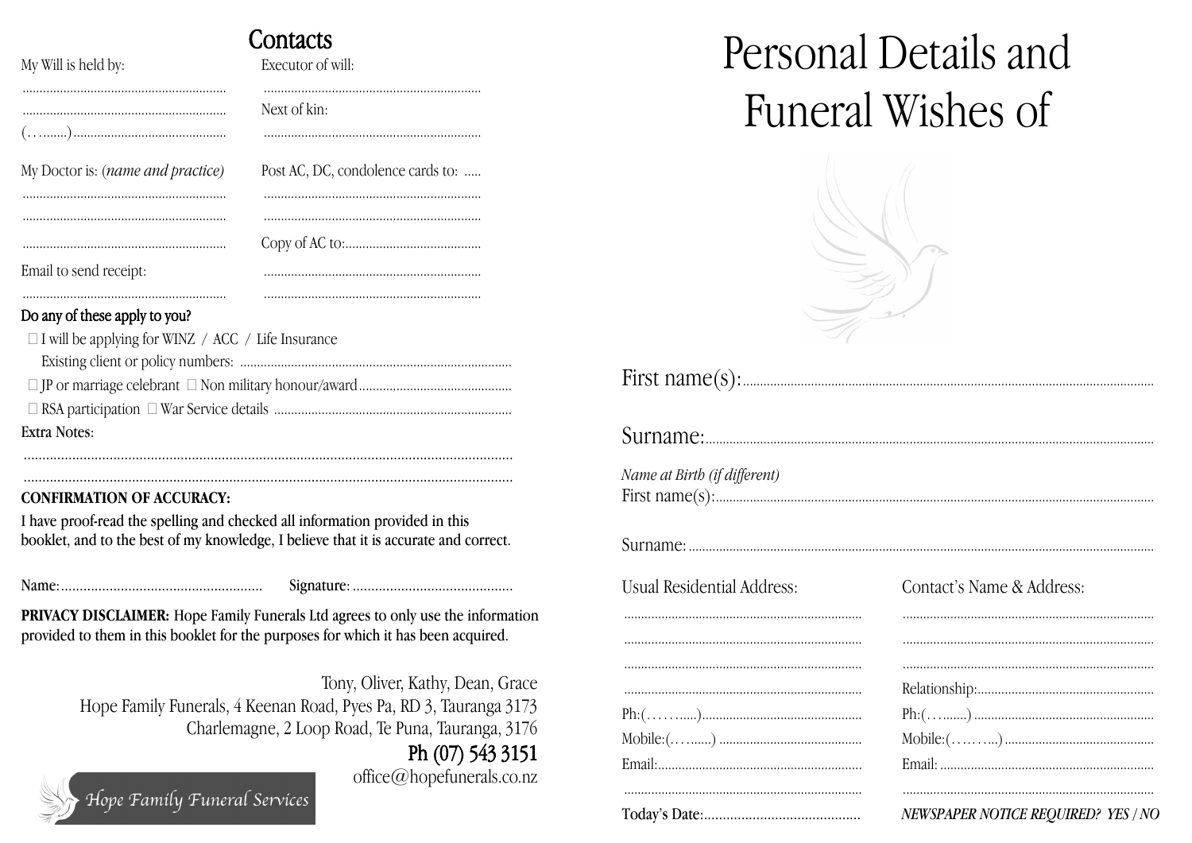## Contacts

My Will is held by:

............................................................

............................................................

(…........) ............................................

Executor of will:

................................................................

Next of kin:

................................................................

My Doctor is: *(name and practice)*

............................................................

............................................................

............................................................

Post AC, DC, condolence cards to: .....

................................................................

................................................................

Copy of AC to:.......................................

Email to send receipt:

............................................................

................................................................

................................................................

### Do any of these apply to you?

- ☐ I will be applying for WINZ / ACC / Life Insurance
  Existing client or policy numbers: ...............................................................................
- ☐ JP or marriage celebrant ☐ Non military honour/award............................................
- ☐ RSA participation ☐ War Service details ....................................................................

Extra Notes:

.................................................................................................................................

.................................................................................................................................

**CONFIRMATION OF ACCURACY:**

I have proof-read the spelling and checked all information provided in this booklet, and to the best of my knowledge, I believe that it is accurate and correct.

Name:...................................................... Signature: ...........................................

**PRIVACY DISCLAIMER:** Hope Family Funerals Ltd agrees to only use the information provided to them in this booklet for the purposes for which it has been acquired.

Tony, Oliver, Kathy, Dean, Grace

Hope Family Funerals, 4 Keenan Road, Pyes Pa, RD 3, Tauranga 3173

Charlemagne, 2 Loop Road, Te Puna, Tauranga, 3176

Ph (07) 543 3151

office@hopefunerals.co.nz

Hope Family Funeral Services

# Personal Details and Funeral Wishes of

First name(s):.......................................................................................................................

Surname:.................................................................................................................................

*Name at Birth (if different)*

First name(s):.......................................................................................................................

Surname:.................................................................................................................................

Usual Residential Address:

......................................................................

......................................................................

......................................................................

......................................................................

Ph:(……….....)..............................................

Mobile:(…….....) ..........................................

Email:............................................................

......................................................................

Today's Date:..........................................

Contact's Name & Address:

.........................................................................

.........................................................................

.........................................................................

Relationship:...................................................

Ph:(…........) ....................................................

Mobile:(……….…...)...........................................

Email: ..............................................................

.........................................................................

*NEWSPAPER NOTICE REQUIRED? YES / NO*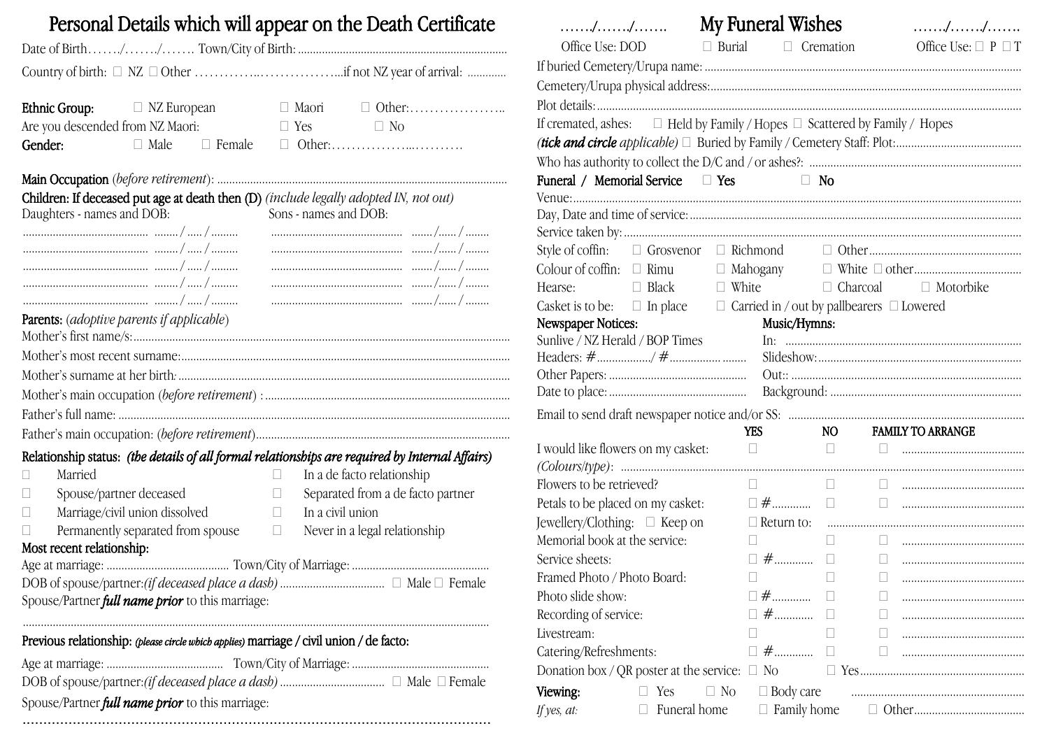# Personal Details which will appear on the Death Certificate

Date of Birth……./……./……. Town/City of Birth: ......................................................................................

Country of birth: ☐ NZ ☐ Other …………..……………...if not NZ year of arrival: ............

**Ethnic Group:** ☐ NZ European ☐ Maori ☐ Other:………………..

Are you descended from NZ Maori: ☐ Yes ☐ No

**Gender:** ☐ Male ☐ Female ☐ Other:……………...……….

**Main Occupation** (*before retirement*): ..........................................................................................................

**Children: If deceased put age at death then (D)** *(include legally adopted IN, not out)*

| Daughters - names and DOB: | | Sons - names and DOB: | |
|---|---|---|---|
| .......................................... | ......../...../......... | ............................................. | ......./....../........ |
| .......................................... | ......../...../......... | ............................................. | ......./....../........ |
| .......................................... | ......../...../......... | ............................................. | ......./....../........ |
| .......................................... | ......../...../......... | ............................................. | ......./....../........ |
| .......................................... | ......../...../......... | ............................................. | ......./....../........ |

**Parents:** (*adoptive parents if applicable*)

Mother's first name/s:...............................................................................................................................

Mother's most recent surname:.................................................................................................................

Mother's surname at her birth:..................................................................................................................

Mother's main occupation (*before retirement*) :.......................................................................................

Father's full name: .....................................................................................................................................

Father's main occupation: (*before retirement*)............................................................................................

**Relationship status:** ***(the details of all formal relationships are required by Internal Affairs)***

- ☐ Married
- ☐ Spouse/partner deceased
- ☐ Marriage/civil union dissolved
- ☐ Permanently separated from spouse
- ☐ In a de facto relationship
- ☐ Separated from a de facto partner
- ☐ In a civil union
- ☐ Never in a legal relationship

**Most recent relationship:**

Age at marriage: .......................................... Town/City of Marriage: ..............................................

DOB of spouse/partner:*(if deceased place a dash)* ................................... ☐ Male ☐ Female

Spouse/Partner ***full name prior*** to this marriage:

.............................................................................................................................................

**Previous relationship:** ***(please circle which applies)*** **marriage / civil union / de facto:**

Age at marriage: ....................................... Town/City of Marriage: ..............................................

DOB of spouse/partner:*(if deceased place a dash)* ................................... ☐ Male ☐ Female

Spouse/Partner ***full name prior*** to this marriage:

……………………………………………………………………………………………………

# My Funeral Wishes

……./……./……. ……./……./…….

Office Use: DOD ☐ Burial ☐ Cremation Office Use: ☐ P ☐ T

If buried Cemetery/Urupa name: .........................................................................................................

Cemetery/Urupa physical address:.......................................................................................................

Plot details:...........................................................................................................................................

If cremated, ashes: ☐ Held by Family / Hopes ☐ Scattered by Family / Hopes

***(tick and circle** applicable)* ☐ Buried by Family / Cemetery Staff: Plot:..........................................

Who has authority to collect the D/C and / or ashes?: .......................................................................

**Funeral / Memorial Service** ☐ Yes ☐ No

Venue:..................................................................................................................................................

Day, Date and time of service:..............................................................................................................

Service taken by:...................................................................................................................................

Style of coffin: ☐ Grosvenor ☐ Richmond ☐ Other....................................................

Colour of coffin: ☐ Rimu ☐ Mahogany ☐ White ☐ other....................................

Hearse: ☐ Black ☐ White ☐ Charcoal ☐ Motorbike

Casket is to be: ☐ In place ☐ Carried in / out by pallbearers ☐ Lowered

**Newspaper Notices:**

Sunlive / NZ Herald / BOP Times

Headers: #................../ #................ ........

Other Papers: ..............................................

Date to place: ..............................................

**Music/Hymns:**

In: ..............................................................

Slideshow:....................................................

Out:: ............................................................

Background: ................................................

Email to send draft newspaper notice and/or SS: ...............................................................................

| | YES | NO | FAMILY TO ARRANGE |
|---|---|---|---|
| I would like flowers on my casket: | ☐ | ☐ | ☐ ......................................... |
| *(Colours/type)*: ............................................................ | | | |
| Flowers to be retrieved? | ☐ | ☐ | ☐ ......................................... |
| Petals to be placed on my casket: | ☐ #............. | ☐ | ☐ ......................................... |
| Jewellery/Clothing: ☐ Keep on | ☐ Return to: | | ................................................. |
| Memorial book at the service: | ☐ | ☐ | ☐ ......................................... |
| Service sheets: | ☐ #............. | ☐ | ☐ ......................................... |
| Framed Photo / Photo Board: | ☐ | ☐ | ☐ ......................................... |
| Photo slide show: | ☐ #............. | ☐ | ☐ ......................................... |
| Recording of service: | ☐ #............. | ☐ | ☐ ......................................... |
| Livestream: | ☐ | ☐ | ☐ ......................................... |
| Catering/Refreshments: | ☐ #............. | ☐ | ☐ ......................................... |
| Donation box / QR poster at the service: | ☐ No | ☐ Yes | ....................................... |

**Viewing:** ☐ Yes ☐ No ☐ Body care .........................................

*If yes, at:* ☐ Funeral home ☐ Family home ☐ Other....................................